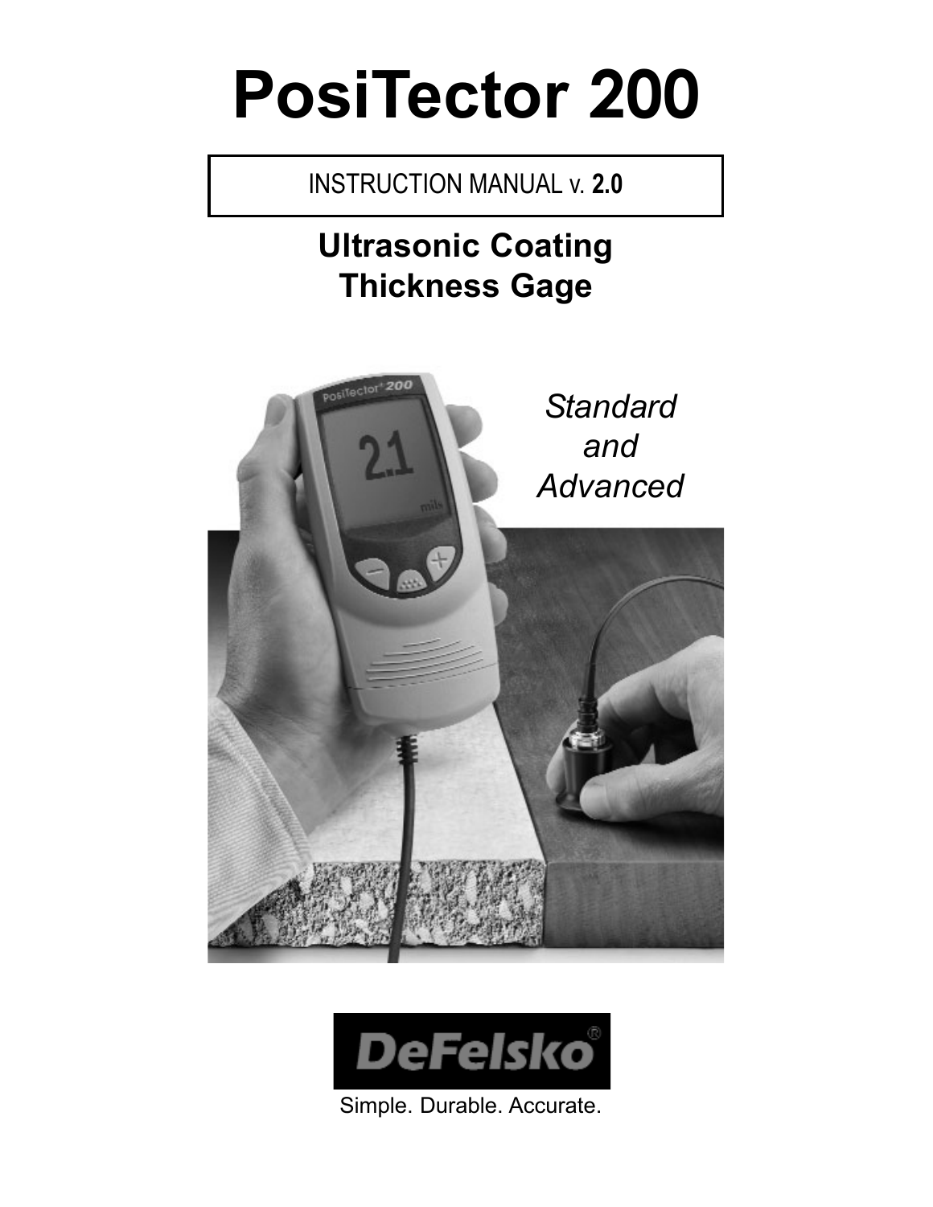# PosiTector 200

INSTRUCTION MANUAL v. **2.0**

## Ultrasonic Coating Thickness Gage

*Standard and Advanced*

DeFelsko®

Simple. Durable. Accurate.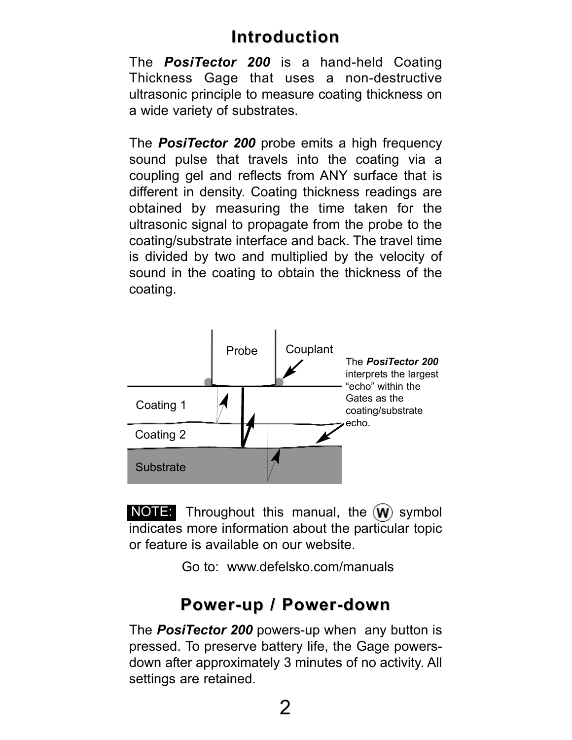# Introduction

The ***PosiTector 200*** is a hand-held Coating Thickness Gage that uses a non-destructive ultrasonic principle to measure coating thickness on a wide variety of substrates.

The ***PosiTector 200*** probe emits a high frequency sound pulse that travels into the coating via a coupling gel and reflects from ANY surface that is different in density. Coating thickness readings are obtained by measuring the time taken for the ultrasonic signal to propagate from the probe to the coating/substrate interface and back. The travel time is divided by two and multiplied by the velocity of sound in the coating to obtain the thickness of the coating.

Probe

Couplant

Coating 1

Coating 2

Substrate

The ***PosiTector 200*** interprets the largest "echo" within the Gates as the coating/substrate echo.

**NOTE:** Throughout this manual, the (W) symbol indicates more information about the particular topic or feature is available on our website.

Go to: www.defelsko.com/manuals

# Power-up / Power-down

The ***PosiTector 200*** powers-up when any button is pressed. To preserve battery life, the Gage powers-down after approximately 3 minutes of no activity. All settings are retained.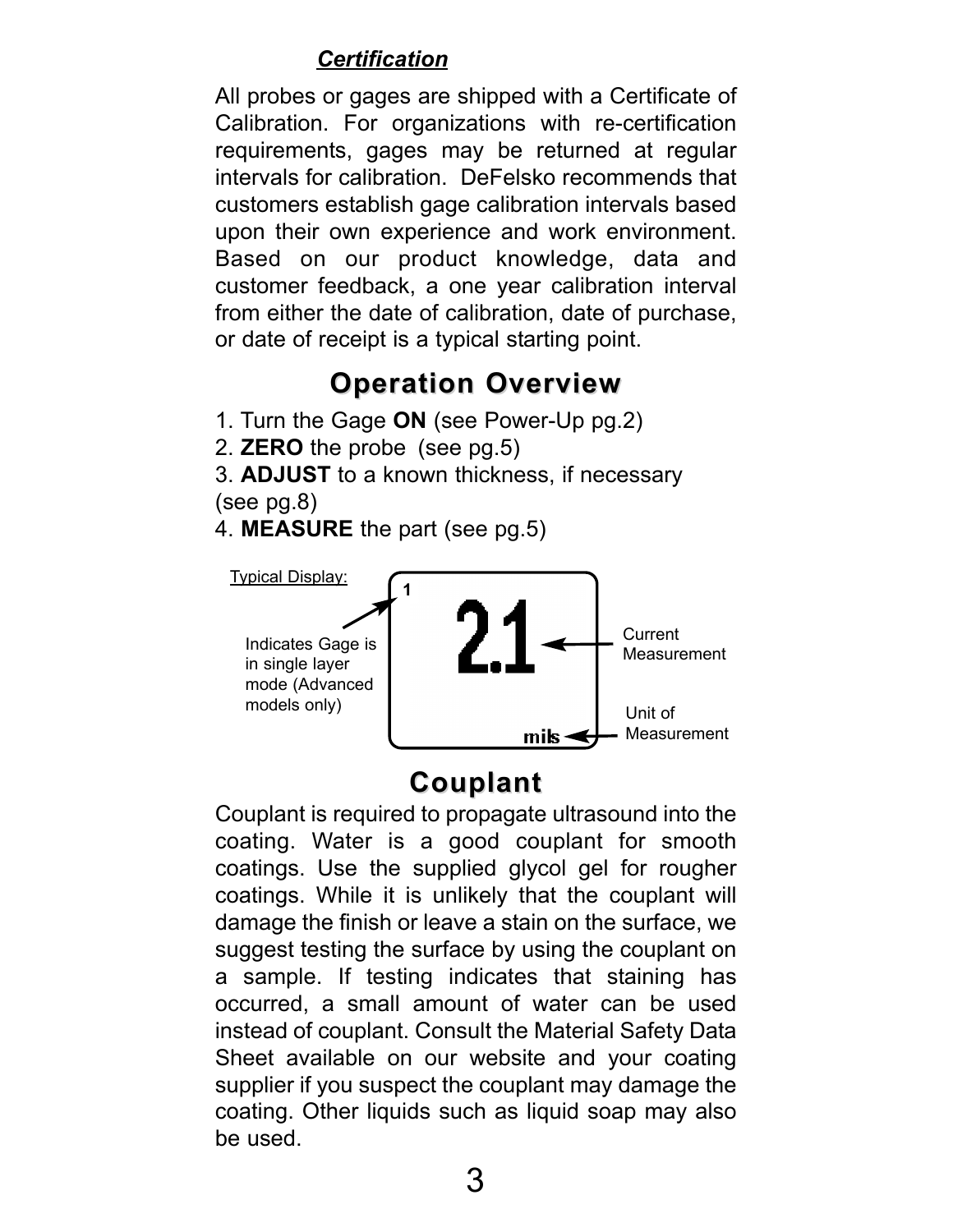***Certification***

All probes or gages are shipped with a Certificate of Calibration. For organizations with re-certification requirements, gages may be returned at regular intervals for calibration. DeFelsko recommends that customers establish gage calibration intervals based upon their own experience and work environment. Based on our product knowledge, data and customer feedback, a one year calibration interval from either the date of calibration, date of purchase, or date of receipt is a typical starting point.

## Operation Overview

1. Turn the Gage **ON** (see Power-Up pg.2)
2. **ZERO** the probe (see pg.5)
3. **ADJUST** to a known thickness, if necessary (see pg.8)
4. **MEASURE** the part (see pg.5)

Typical Display:

1

2.1

mils

Indicates Gage is in single layer mode (Advanced models only)

Current Measurement

Unit of Measurement

## Couplant

Couplant is required to propagate ultrasound into the coating. Water is a good couplant for smooth coatings. Use the supplied glycol gel for rougher coatings. While it is unlikely that the couplant will damage the finish or leave a stain on the surface, we suggest testing the surface by using the couplant on a sample. If testing indicates that staining has occurred, a small amount of water can be used instead of couplant. Consult the Material Safety Data Sheet available on our website and your coating supplier if you suspect the couplant may damage the coating. Other liquids such as liquid soap may also be used.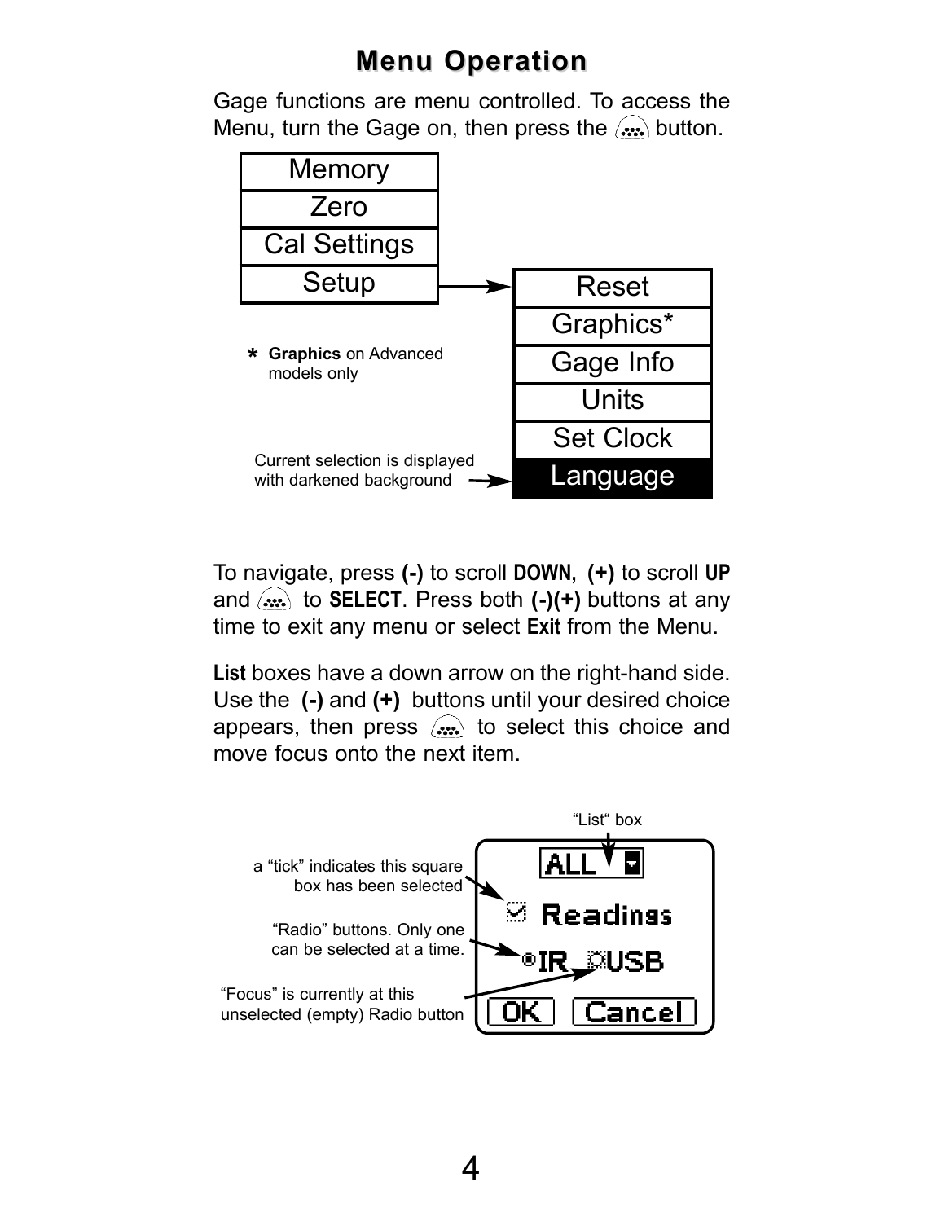# Menu Operation

Gage functions are menu controlled. To access the Menu, turn the Gage on, then press the button.

| Menu |
| --- |
| Memory |
| Zero |
| Cal Settings |
| Setup |

Setup →

| Setup |
| --- |
| Reset |
| Graphics* |
| Gage Info |
| Units |
| Set Clock |
| Language |

* **Graphics** on Advanced models only

Current selection is displayed with darkened background

To navigate, press **(-)** to scroll **DOWN**, **(+)** to scroll **UP** and to **SELECT**. Press both **(-)(+)** buttons at any time to exit any menu or select **Exit** from the Menu.

**List** boxes have a down arrow on the right-hand side. Use the **(-)** and **(+)** buttons until your desired choice appears, then press to select this choice and move focus onto the next item.

"List" box

a "tick" indicates this square box has been selected

"Radio" buttons. Only one can be selected at a time.

"Focus" is currently at this unselected (empty) Radio button

ALL
Readings
IR USB
OK Cancel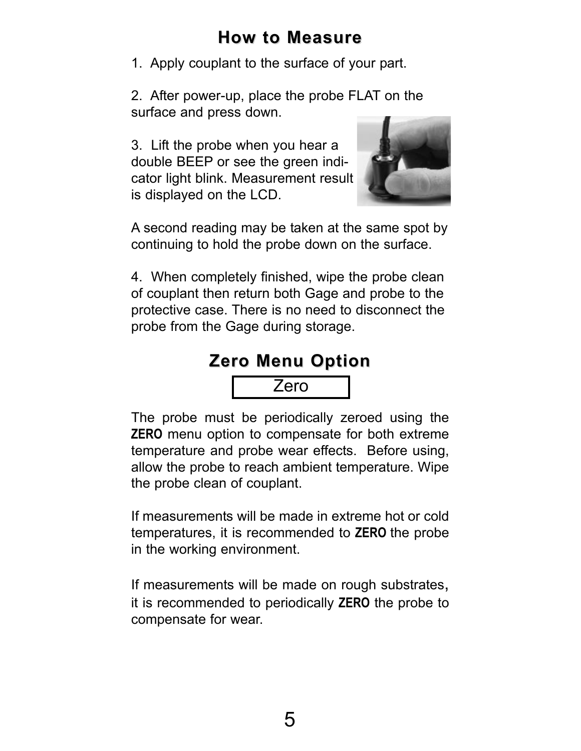## How to Measure

1. Apply couplant to the surface of your part.

2. After power-up, place the probe FLAT on the surface and press down.

3. Lift the probe when you hear a double BEEP or see the green indicator light blink. Measurement result is displayed on the LCD.

A second reading may be taken at the same spot by continuing to hold the probe down on the surface.

4. When completely finished, wipe the probe clean of couplant then return both Gage and probe to the protective case. There is no need to disconnect the probe from the Gage during storage.

## Zero Menu Option

| Zero |
|---|

The probe must be periodically zeroed using the **ZERO** menu option to compensate for both extreme temperature and probe wear effects. Before using, allow the probe to reach ambient temperature. Wipe the probe clean of couplant.

If measurements will be made in extreme hot or cold temperatures, it is recommended to **ZERO** the probe in the working environment.

If measurements will be made on rough substrates, it is recommended to periodically **ZERO** the probe to compensate for wear.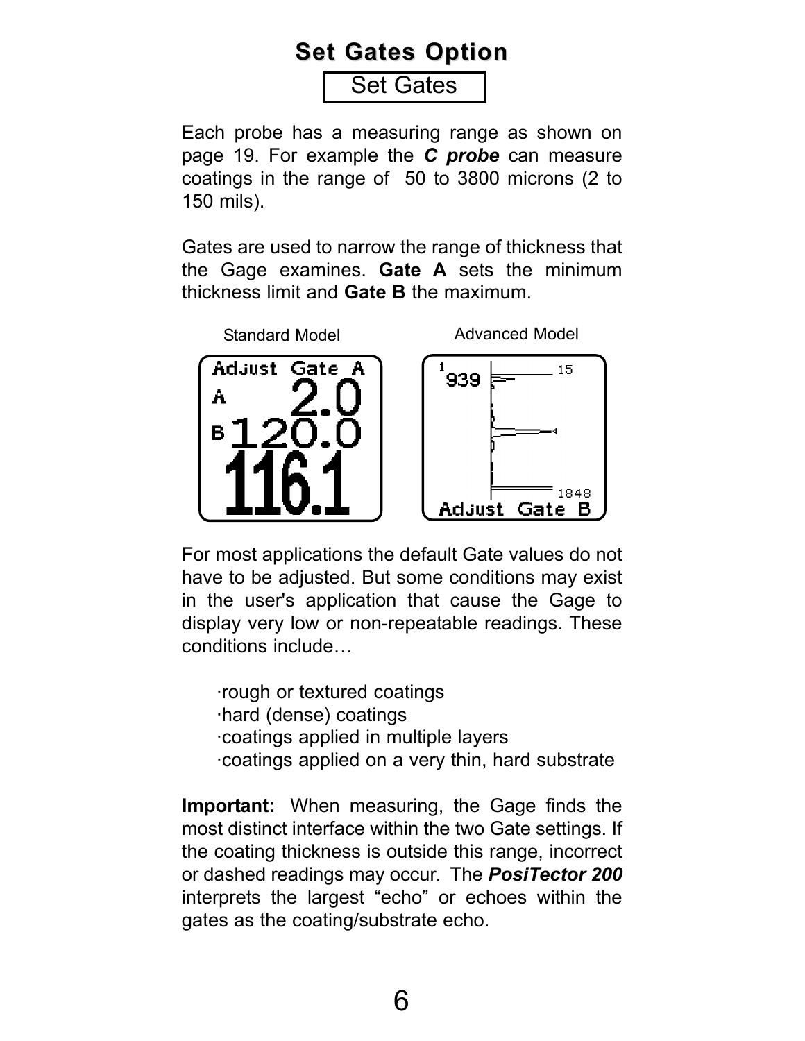## Set Gates Option

Set Gates

Each probe has a measuring range as shown on page 19. For example the ***C probe*** can measure coatings in the range of 50 to 3800 microns (2 to 150 mils).

Gates are used to narrow the range of thickness that the Gage examines. **Gate A** sets the minimum thickness limit and **Gate B** the maximum.

Standard Model

Advanced Model

For most applications the default Gate values do not have to be adjusted. But some conditions may exist in the user's application that cause the Gage to display very low or non-repeatable readings. These conditions include…

- rough or textured coatings
- hard (dense) coatings
- coatings applied in multiple layers
- coatings applied on a very thin, hard substrate

**Important:** When measuring, the Gage finds the most distinct interface within the two Gate settings. If the coating thickness is outside this range, incorrect or dashed readings may occur. The ***PosiTector 200*** interprets the largest "echo" or echoes within the gates as the coating/substrate echo.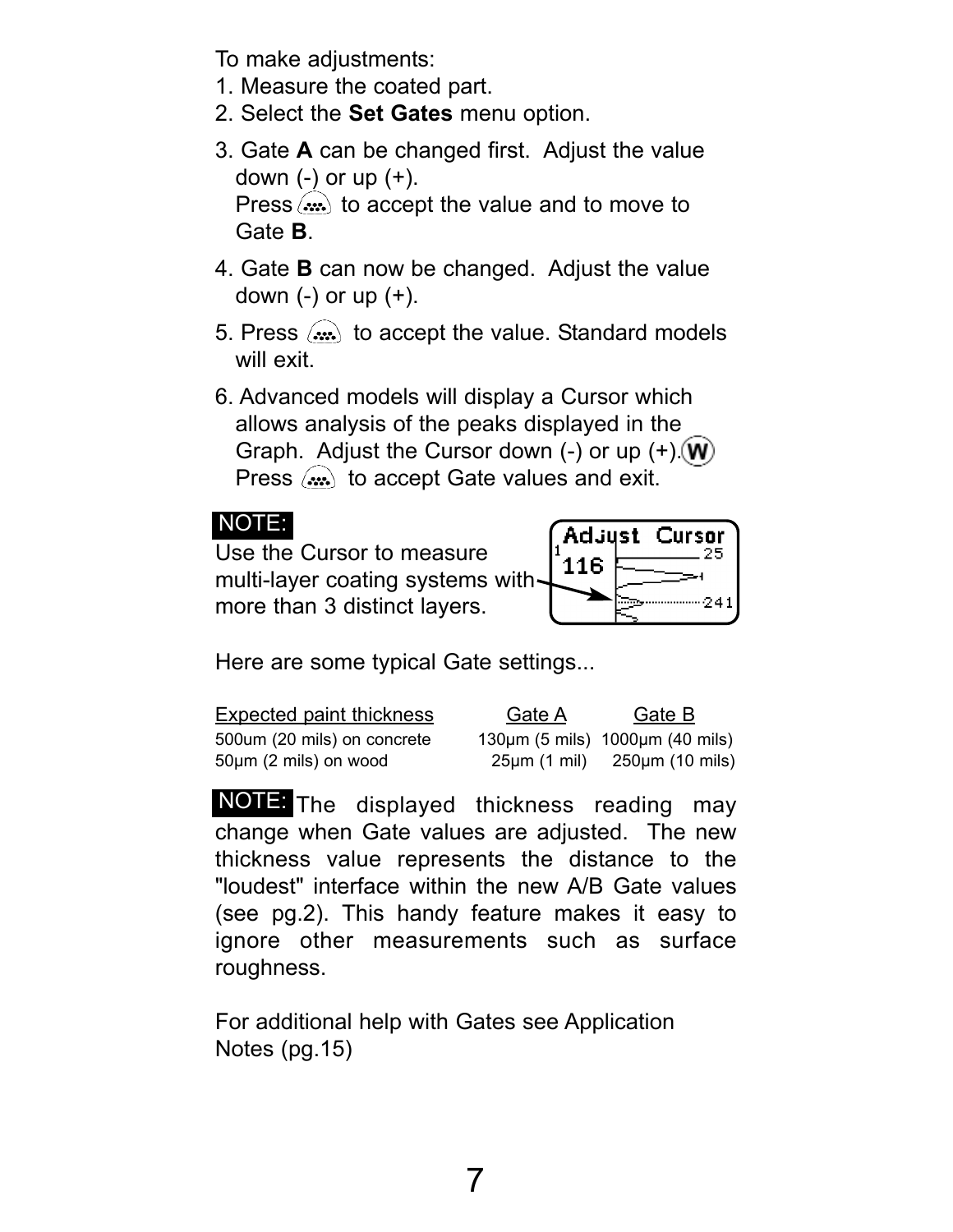To make adjustments:

1. Measure the coated part.
2. Select the **Set Gates** menu option.
3. Gate **A** can be changed first. Adjust the value down (-) or up (+).
   Press to accept the value and to move to Gate **B**.
4. Gate **B** can now be changed. Adjust the value down (-) or up (+).
5. Press to accept the value. Standard models will exit.
6. Advanced models will display a Cursor which allows analysis of the peaks displayed in the Graph. Adjust the Cursor down (-) or up (+).
   Press to accept Gate values and exit.

**NOTE:**
Use the Cursor to measure multi-layer coating systems with more than 3 distinct layers.

Here are some typical Gate settings...

| Expected paint thickness | Gate A | Gate B |
|---|---|---|
| 500um (20 mils) on concrete | 130µm (5 mils) | 1000µm (40 mils) |
| 50µm (2 mils) on wood | 25µm (1 mil) | 250µm (10 mils) |

**NOTE:** The displayed thickness reading may change when Gate values are adjusted. The new thickness value represents the distance to the "loudest" interface within the new A/B Gate values (see pg.2). This handy feature makes it easy to ignore other measurements such as surface roughness.

For additional help with Gates see Application Notes (pg.15)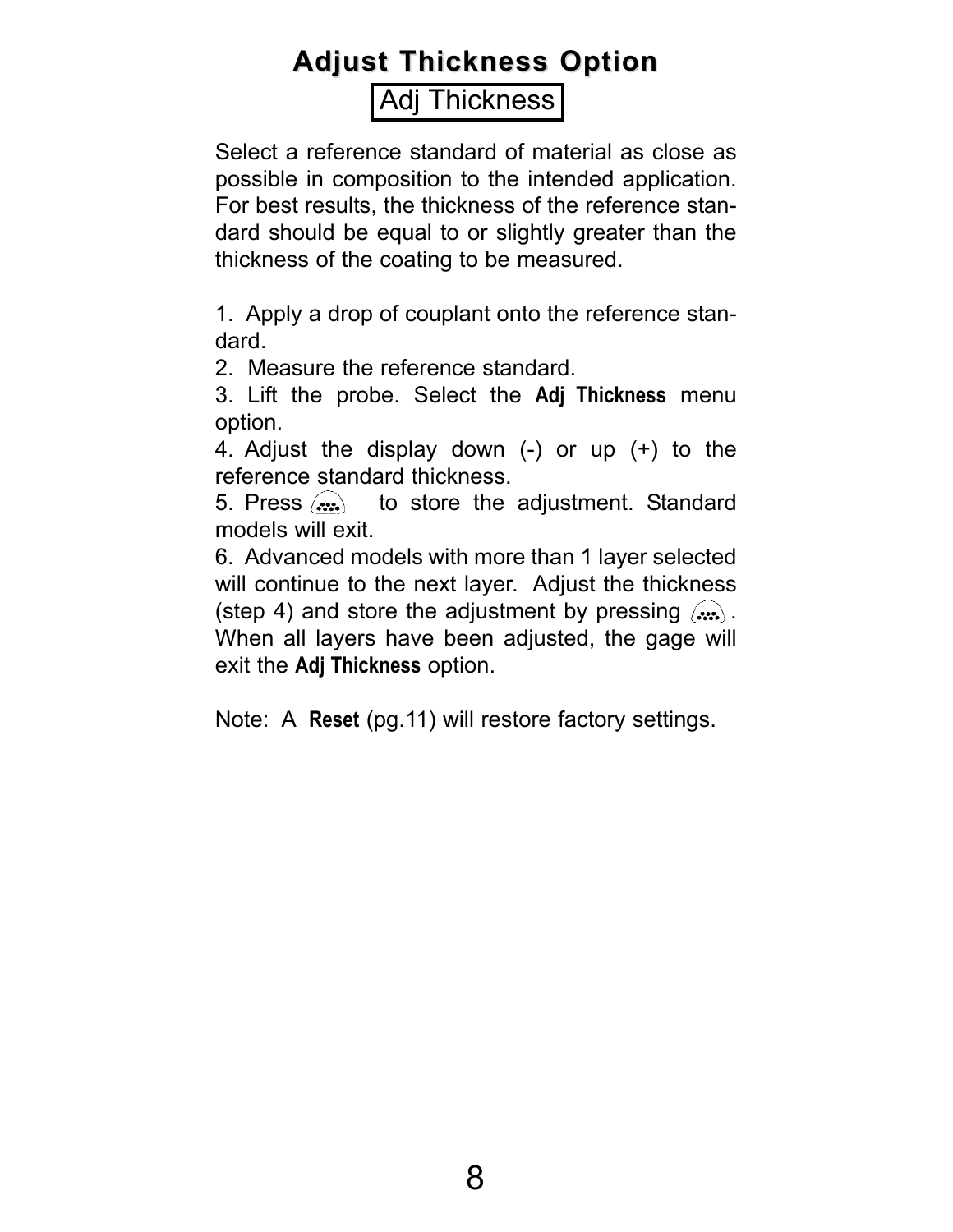# Adjust Thickness Option

Adj Thickness

Select a reference standard of material as close as possible in composition to the intended application. For best results, the thickness of the reference standard should be equal to or slightly greater than the thickness of the coating to be measured.

1. Apply a drop of couplant onto the reference standard.
2. Measure the reference standard.
3. Lift the probe. Select the **Adj Thickness** menu option.
4. Adjust the display down (-) or up (+) to the reference standard thickness.
5. Press (button) to store the adjustment. Standard models will exit.
6. Advanced models with more than 1 layer selected will continue to the next layer. Adjust the thickness (step 4) and store the adjustment by pressing (button). When all layers have been adjusted, the gage will exit the **Adj Thickness** option.

Note: A **Reset** (pg.11) will restore factory settings.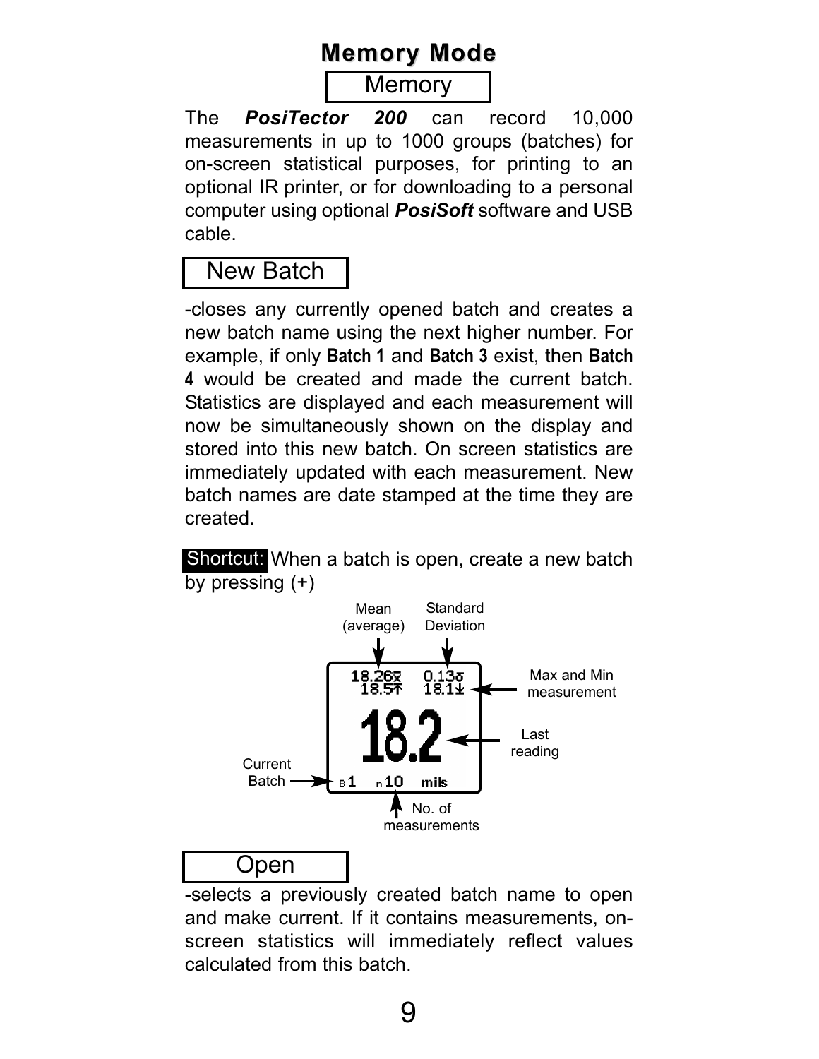# Memory Mode

## Memory

The ***PosiTector 200*** can record 10,000 measurements in up to 1000 groups (batches) for on-screen statistical purposes, for printing to an optional IR printer, or for downloading to a personal computer using optional ***PosiSoft*** software and USB cable.

### New Batch

-closes any currently opened batch and creates a new batch name using the next higher number. For example, if only **Batch 1** and **Batch 3** exist, then **Batch 4** would be created and made the current batch. Statistics are displayed and each measurement will now be simultaneously shown on the display and stored into this new batch. On screen statistics are immediately updated with each measurement. New batch names are date stamped at the time they are created.

**Shortcut:** When a batch is open, create a new batch by pressing (+)

Mean (average) — 18.26 $\bar{x}$
Standard Deviation — 0.13 $\sigma$
Max and Min measurement — 18.5 ↑ 18.1 ↓
Last reading — 18.2
Current Batch — B 1
No. of measurements — n 10
mils

### Open

-selects a previously created batch name to open and make current. If it contains measurements, on-screen statistics will immediately reflect values calculated from this batch.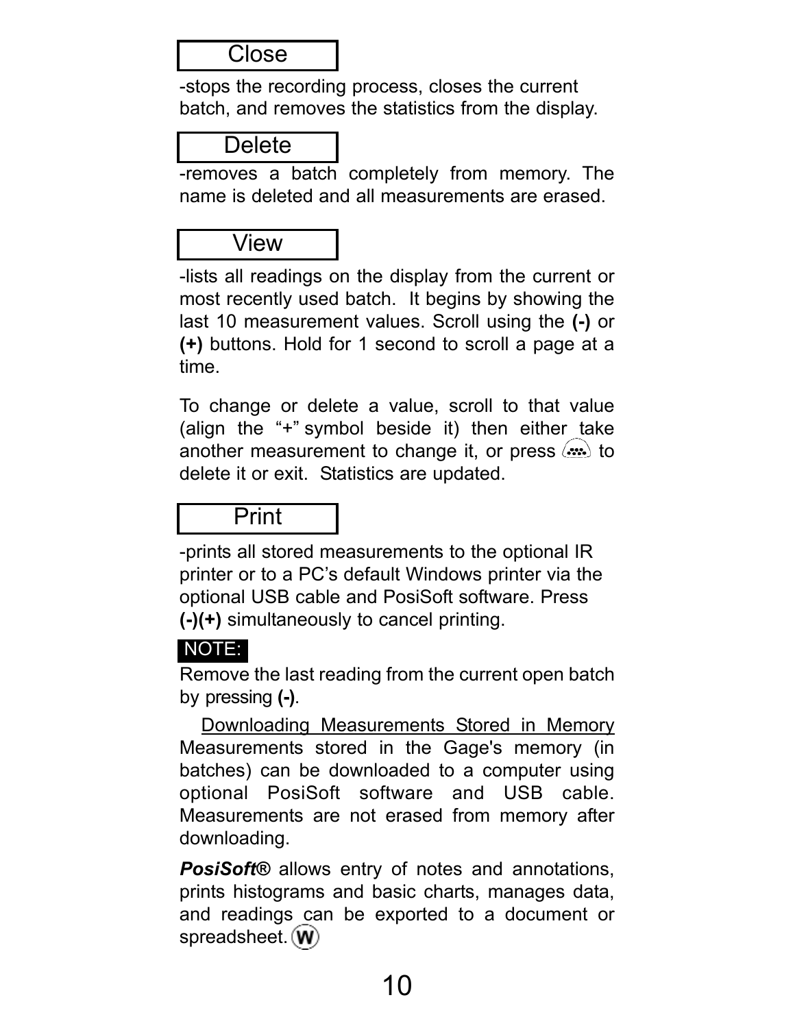### Close

-stops the recording process, closes the current batch, and removes the statistics from the display.

### Delete

-removes a batch completely from memory. The name is deleted and all measurements are erased.

### View

-lists all readings on the display from the current or most recently used batch. It begins by showing the last 10 measurement values. Scroll using the **(-)** or **(+)** buttons. Hold for 1 second to scroll a page at a time.

To change or delete a value, scroll to that value (align the "+" symbol beside it) then either take another measurement to change it, or press to delete it or exit. Statistics are updated.

### Print

-prints all stored measurements to the optional IR printer or to a PC's default Windows printer via the optional USB cable and PosiSoft software. Press **(-)(+)** simultaneously to cancel printing.

**NOTE:**

Remove the last reading from the current open batch by pressing **(-)**.

Downloading Measurements Stored in Memory

Measurements stored in the Gage's memory (in batches) can be downloaded to a computer using optional PosiSoft software and USB cable. Measurements are not erased from memory after downloading.

***PosiSoft***® allows entry of notes and annotations, prints histograms and basic charts, manages data, and readings can be exported to a document or spreadsheet.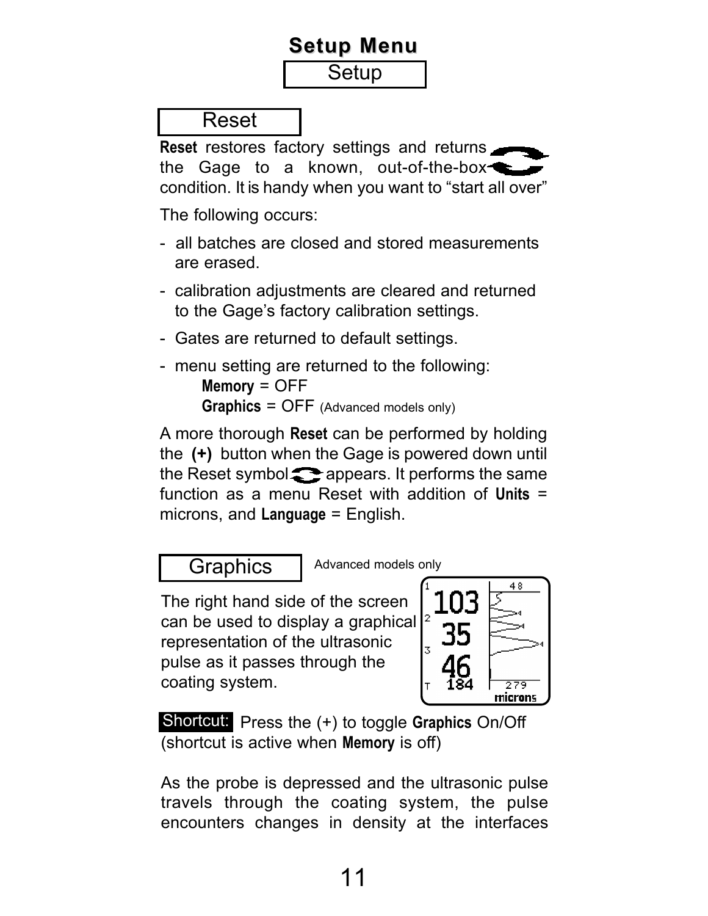# Setup Menu

## Setup

### Reset

**Reset** restores factory settings and returns the Gage to a known, out-of-the-box condition. It is handy when you want to "start all over"

The following occurs:

- all batches are closed and stored measurements are erased.
- calibration adjustments are cleared and returned to the Gage's factory calibration settings.
- Gates are returned to default settings.
- menu setting are returned to the following:
  - **Memory** = OFF
  - **Graphics** = OFF (Advanced models only)

A more thorough **Reset** can be performed by holding the **(+)** button when the Gage is powered down until the Reset symbol appears. It performs the same function as a menu Reset with addition of **Units** = microns, and **Language** = English.

### Graphics

Advanced models only

The right hand side of the screen can be used to display a graphical representation of the ultrasonic pulse as it passes through the coating system.

**Shortcut:** Press the (+) to toggle **Graphics** On/Off (shortcut is active when **Memory** is off)

As the probe is depressed and the ultrasonic pulse travels through the coating system, the pulse encounters changes in density at the interfaces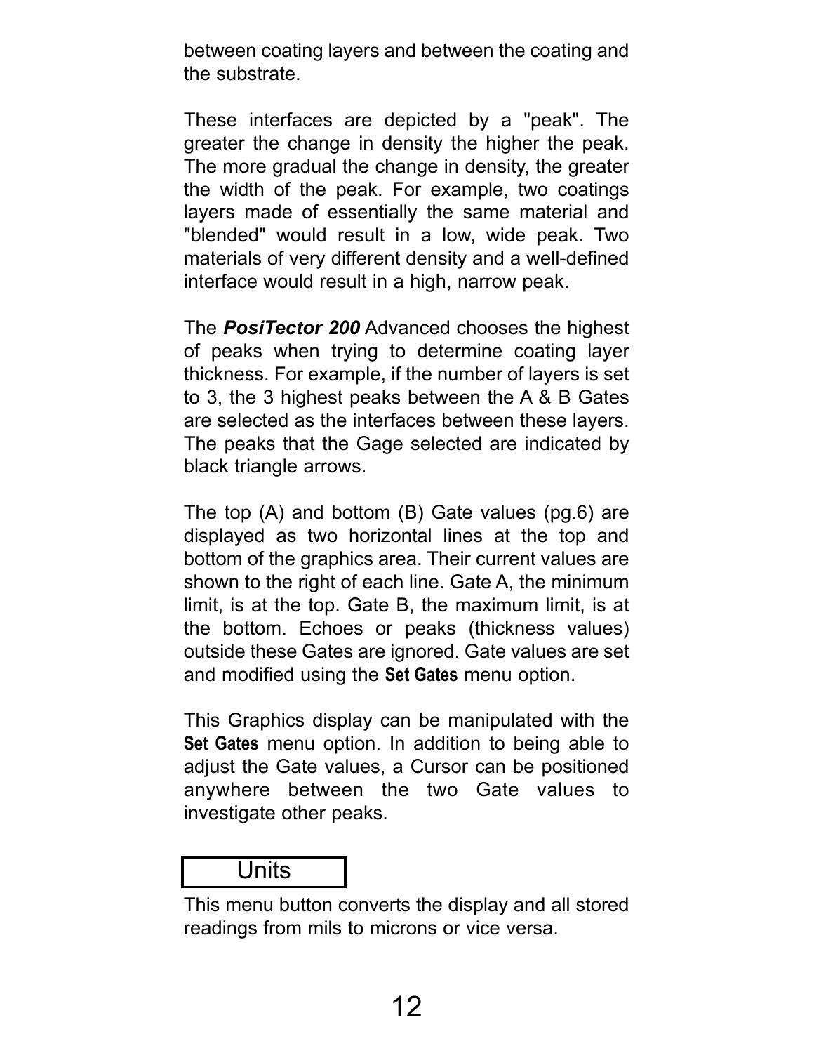between coating layers and between the coating and the substrate.

These interfaces are depicted by a "peak". The greater the change in density the higher the peak. The more gradual the change in density, the greater the width of the peak. For example, two coatings layers made of essentially the same material and "blended" would result in a low, wide peak. Two materials of very different density and a well-defined interface would result in a high, narrow peak.

The ***PosiTector 200*** Advanced chooses the highest of peaks when trying to determine coating layer thickness. For example, if the number of layers is set to 3, the 3 highest peaks between the A & B Gates are selected as the interfaces between these layers. The peaks that the Gage selected are indicated by black triangle arrows.

The top (A) and bottom (B) Gate values (pg.6) are displayed as two horizontal lines at the top and bottom of the graphics area. Their current values are shown to the right of each line. Gate A, the minimum limit, is at the top. Gate B, the maximum limit, is at the bottom. Echoes or peaks (thickness values) outside these Gates are ignored. Gate values are set and modified using the **Set Gates** menu option.

This Graphics display can be manipulated with the **Set Gates** menu option. In addition to being able to adjust the Gate values, a Cursor can be positioned anywhere between the two Gate values to investigate other peaks.

## Units

This menu button converts the display and all stored readings from mils to microns or vice versa.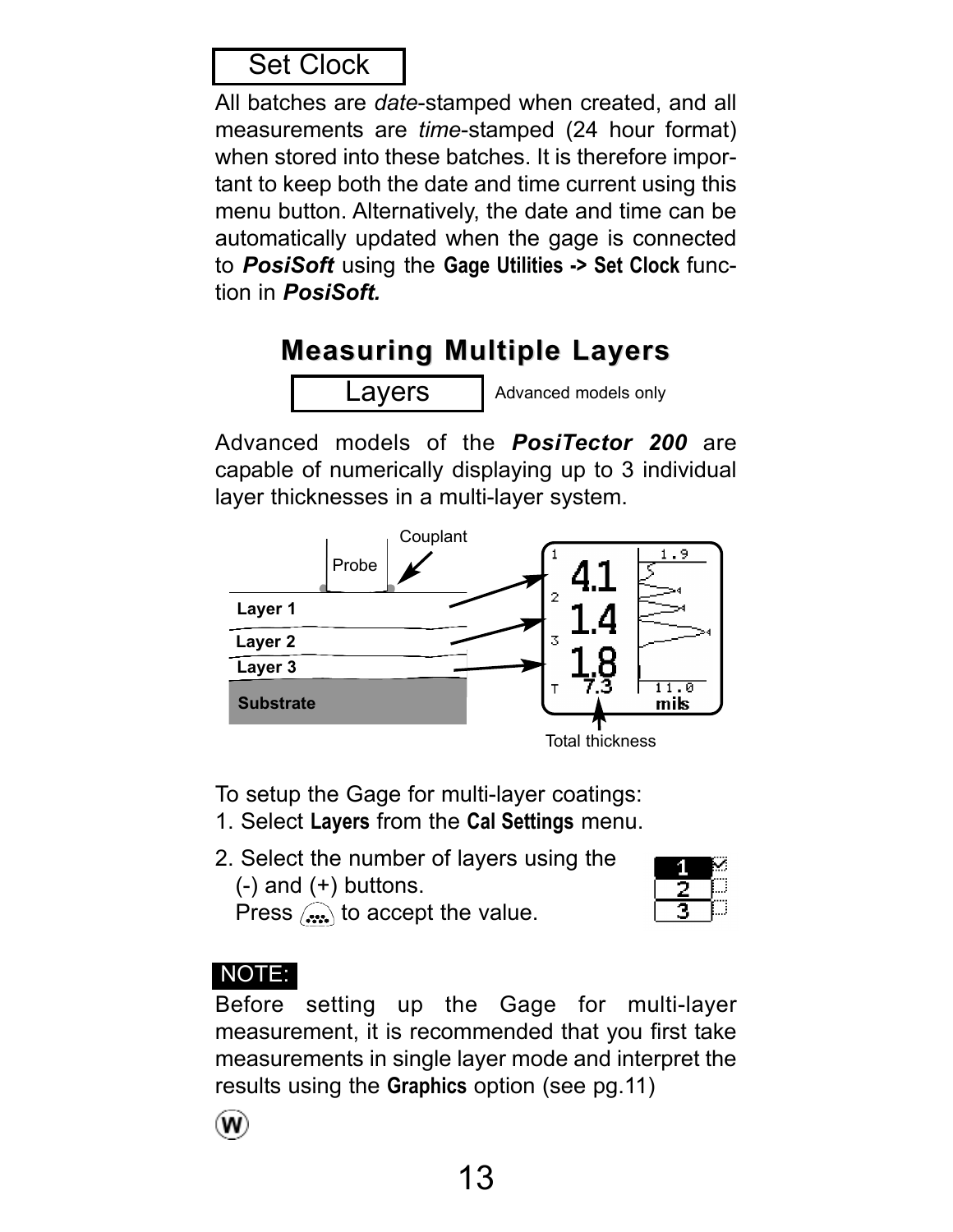## Set Clock

All batches are *date*-stamped when created, and all measurements are *time*-stamped (24 hour format) when stored into these batches. It is therefore important to keep both the date and time current using this menu button. Alternatively, the date and time can be automatically updated when the gage is connected to ***PosiSoft*** using the **Gage Utilities -> Set Clock** function in ***PosiSoft.***

# Measuring Multiple Layers

## Layers

Advanced models only

Advanced models of the ***PosiTector 200*** are capable of numerically displaying up to 3 individual layer thicknesses in a multi-layer system.

Probe
Couplant
Layer 1
Layer 2
Layer 3
Substrate
Total thickness

To setup the Gage for multi-layer coatings:

1. Select **Layers** from the **Cal Settings** menu.
2. Select the number of layers using the (-) and (+) buttons.
   Press  to accept the value.

**NOTE:**

Before setting up the Gage for multi-layer measurement, it is recommended that you first take measurements in single layer mode and interpret the results using the **Graphics** option (see pg.11)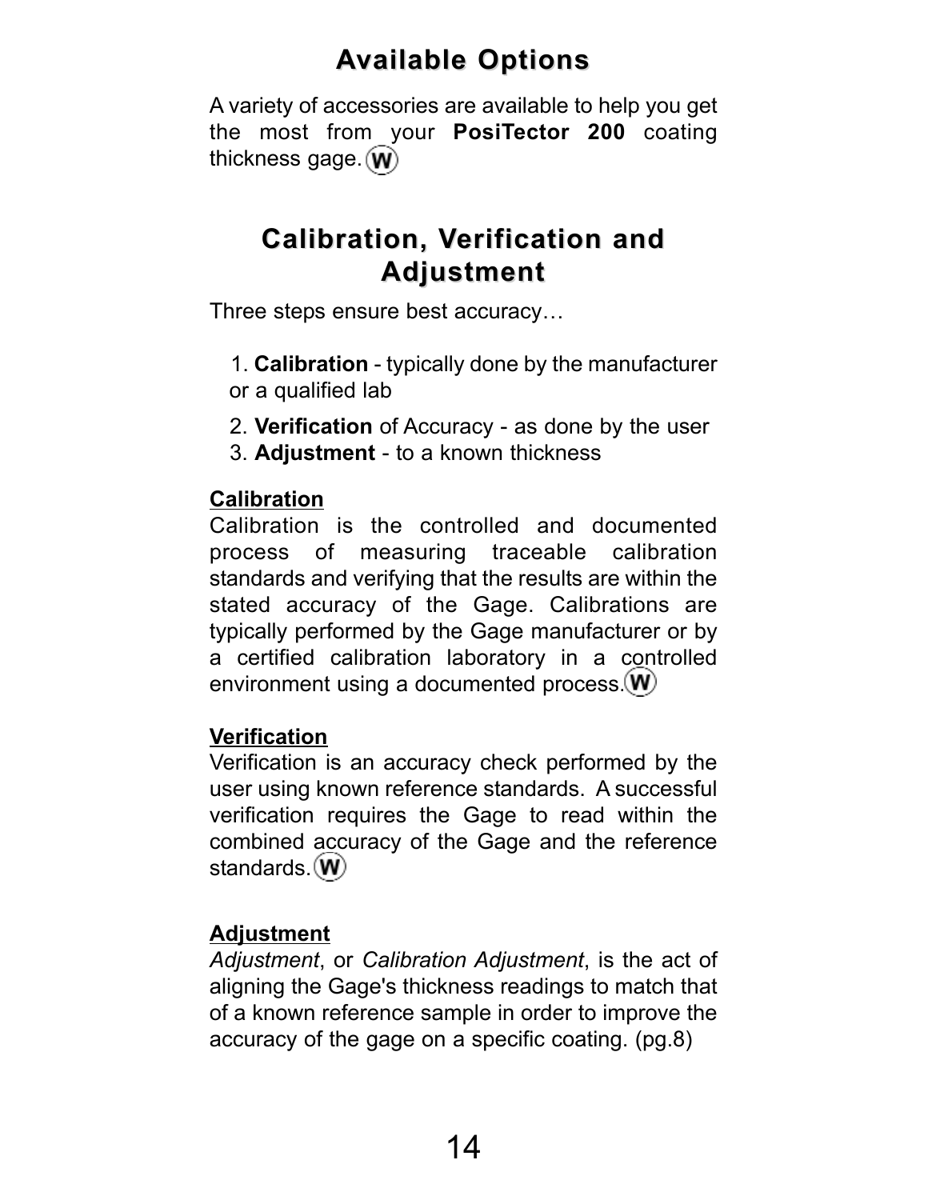## Available Options

A variety of accessories are available to help you get the most from your **PosiTector 200** coating thickness gage. (W)

## Calibration, Verification and Adjustment

Three steps ensure best accuracy…

1. **Calibration** - typically done by the manufacturer or a qualified lab
2. **Verification** of Accuracy - as done by the user
3. **Adjustment** - to a known thickness

**Calibration**

Calibration is the controlled and documented process of measuring traceable calibration standards and verifying that the results are within the stated accuracy of the Gage. Calibrations are typically performed by the Gage manufacturer or by a certified calibration laboratory in a controlled environment using a documented process. (W)

**Verification**

Verification is an accuracy check performed by the user using known reference standards. A successful verification requires the Gage to read within the combined accuracy of the Gage and the reference standards. (W)

**Adjustment**

*Adjustment*, or *Calibration Adjustment*, is the act of aligning the Gage's thickness readings to match that of a known reference sample in order to improve the accuracy of the gage on a specific coating. (pg.8)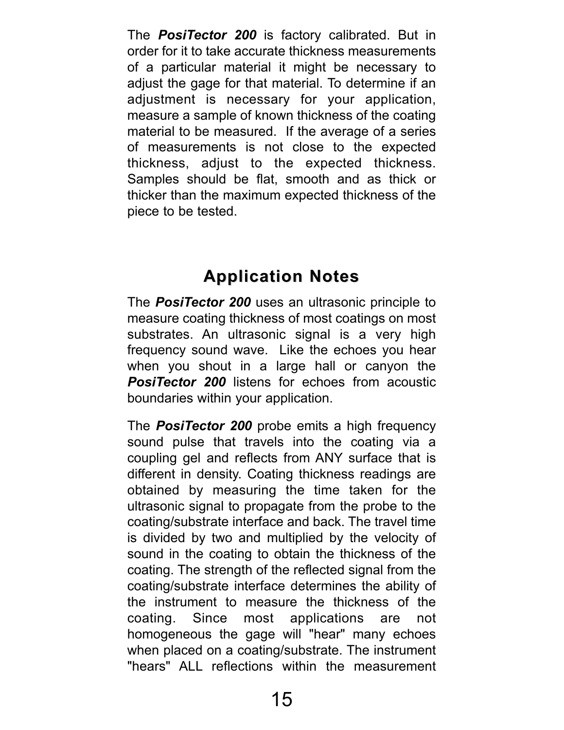The ***PosiTector 200*** is factory calibrated. But in order for it to take accurate thickness measurements of a particular material it might be necessary to adjust the gage for that material. To determine if an adjustment is necessary for your application, measure a sample of known thickness of the coating material to be measured. If the average of a series of measurements is not close to the expected thickness, adjust to the expected thickness. Samples should be flat, smooth and as thick or thicker than the maximum expected thickness of the piece to be tested.

## Application Notes

The ***PosiTector 200*** uses an ultrasonic principle to measure coating thickness of most coatings on most substrates. An ultrasonic signal is a very high frequency sound wave. Like the echoes you hear when you shout in a large hall or canyon the ***PosiTector 200*** listens for echoes from acoustic boundaries within your application.

The ***PosiTector 200*** probe emits a high frequency sound pulse that travels into the coating via a coupling gel and reflects from ANY surface that is different in density. Coating thickness readings are obtained by measuring the time taken for the ultrasonic signal to propagate from the probe to the coating/substrate interface and back. The travel time is divided by two and multiplied by the velocity of sound in the coating to obtain the thickness of the coating. The strength of the reflected signal from the coating/substrate interface determines the ability of the instrument to measure the thickness of the coating. Since most applications are not homogeneous the gage will "hear" many echoes when placed on a coating/substrate. The instrument "hears" ALL reflections within the measurement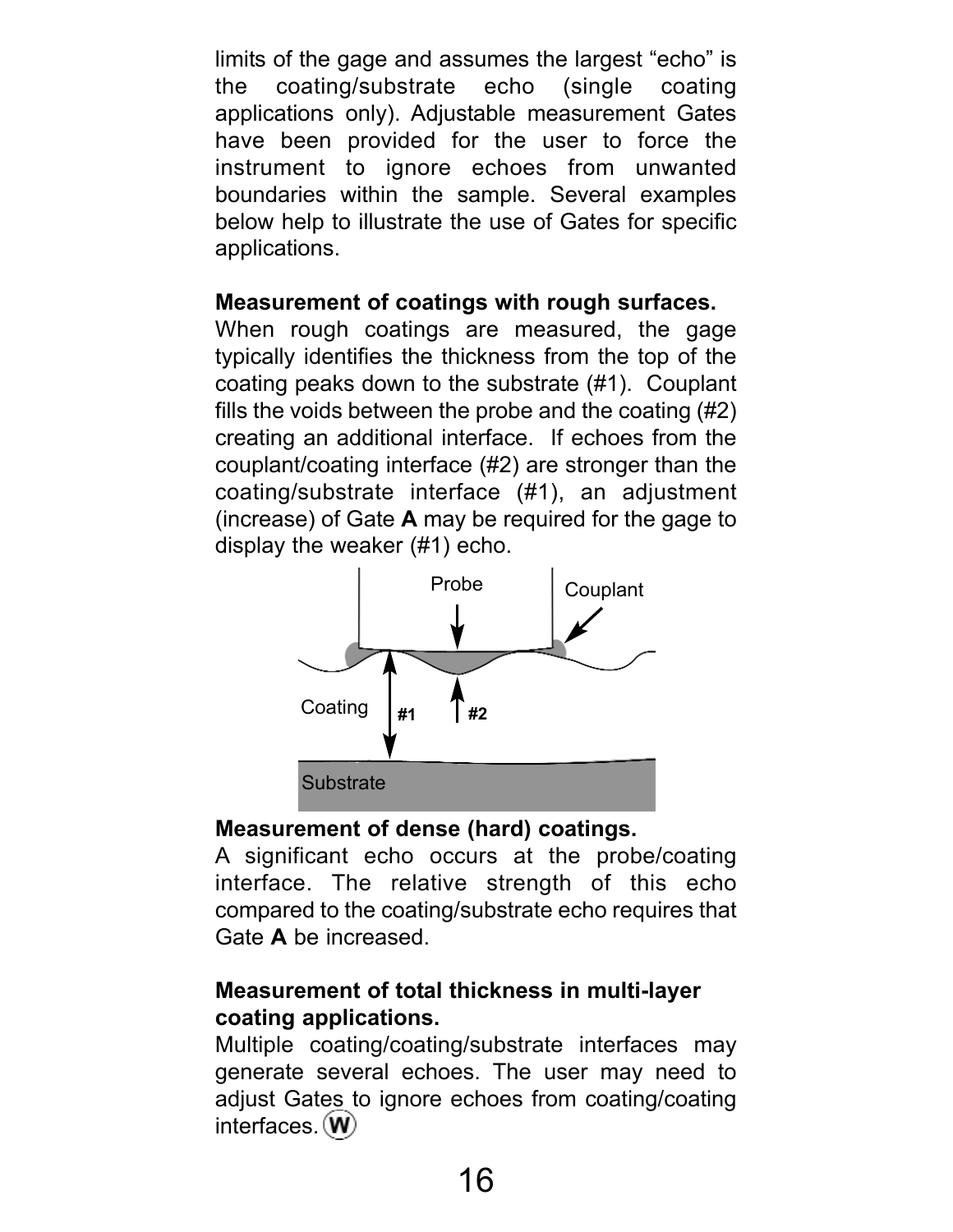limits of the gage and assumes the largest “echo” is the coating/substrate echo (single coating applications only). Adjustable measurement Gates have been provided for the user to force the instrument to ignore echoes from unwanted boundaries within the sample. Several examples below help to illustrate the use of Gates for specific applications.

**Measurement of coatings with rough surfaces.**
When rough coatings are measured, the gage typically identifies the thickness from the top of the coating peaks down to the substrate (#1). Couplant fills the voids between the probe and the coating (#2) creating an additional interface. If echoes from the couplant/coating interface (#2) are stronger than the coating/substrate interface (#1), an adjustment (increase) of Gate **A** may be required for the gage to display the weaker (#1) echo.

**Measurement of dense (hard) coatings.**
A significant echo occurs at the probe/coating interface. The relative strength of this echo compared to the coating/substrate echo requires that Gate **A** be increased.

**Measurement of total thickness in multi-layer coating applications.**
Multiple coating/coating/substrate interfaces may generate several echoes. The user may need to adjust Gates to ignore echoes from coating/coating interfaces.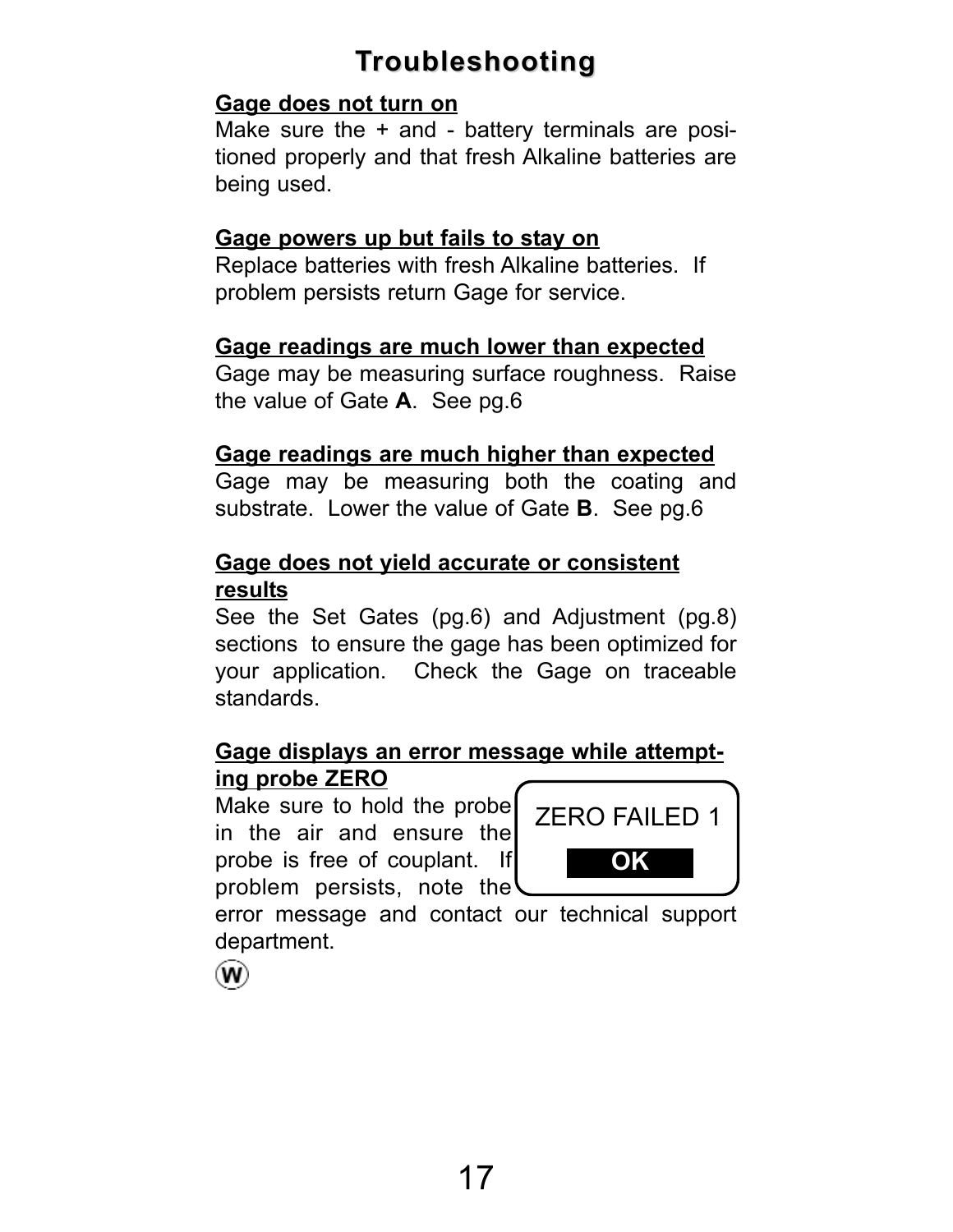# Troubleshooting

**Gage does not turn on**

Make sure the + and - battery terminals are positioned properly and that fresh Alkaline batteries are being used.

**Gage powers up but fails to stay on**

Replace batteries with fresh Alkaline batteries. If problem persists return Gage for service.

**Gage readings are much lower than expected**

Gage may be measuring surface roughness. Raise the value of Gate **A**. See pg.6

**Gage readings are much higher than expected**

Gage may be measuring both the coating and substrate. Lower the value of Gate **B**. See pg.6

**Gage does not yield accurate or consistent results**

See the Set Gates (pg.6) and Adjustment (pg.8) sections to ensure the gage has been optimized for your application. Check the Gage on traceable standards.

**Gage displays an error message while attempting probe ZERO**

Make sure to hold the probe in the air and ensure the probe is free of couplant. If problem persists, note the error message and contact our technical support department.

```
ZERO FAILED 1
     OK
```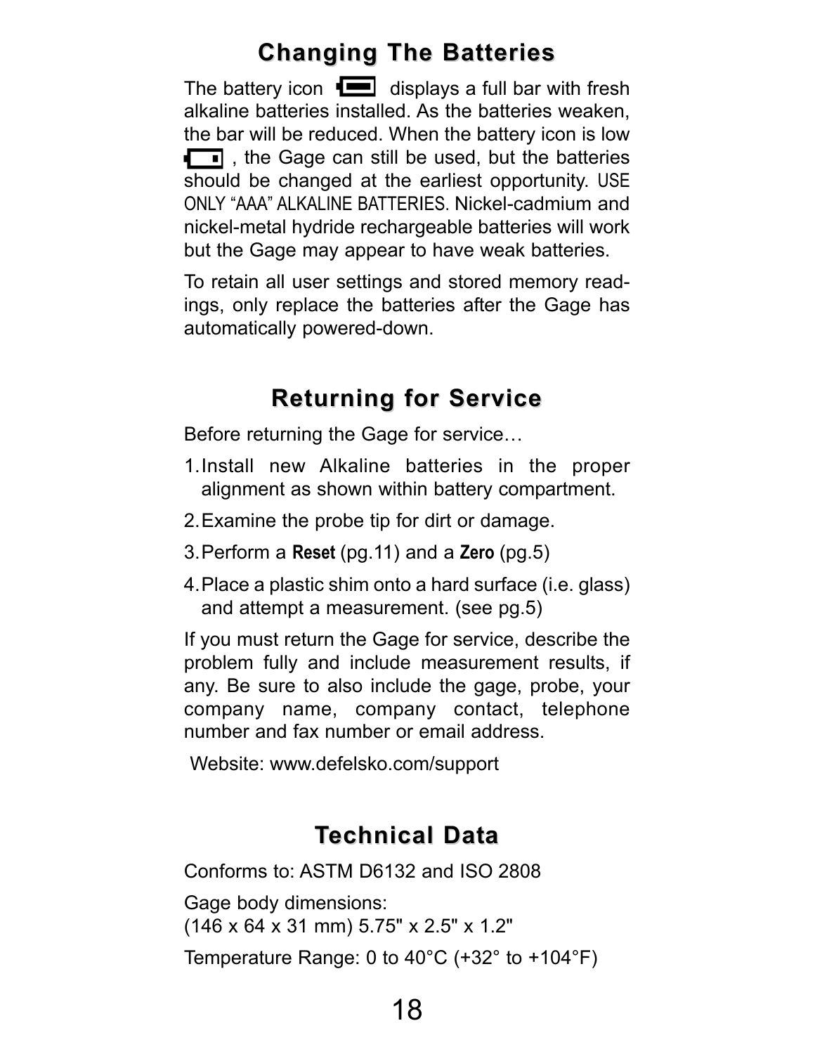## Changing The Batteries

The battery icon displays a full bar with fresh alkaline batteries installed. As the batteries weaken, the bar will be reduced. When the battery icon is low , the Gage can still be used, but the batteries should be changed at the earliest opportunity. USE ONLY "AAA" ALKALINE BATTERIES. Nickel-cadmium and nickel-metal hydride rechargeable batteries will work but the Gage may appear to have weak batteries.

To retain all user settings and stored memory readings, only replace the batteries after the Gage has automatically powered-down.

## Returning for Service

Before returning the Gage for service…

1. Install new Alkaline batteries in the proper alignment as shown within battery compartment.
2. Examine the probe tip for dirt or damage.
3. Perform a **Reset** (pg.11) and a **Zero** (pg.5)
4. Place a plastic shim onto a hard surface (i.e. glass) and attempt a measurement. (see pg.5)

If you must return the Gage for service, describe the problem fully and include measurement results, if any. Be sure to also include the gage, probe, your company name, company contact, telephone number and fax number or email address.

Website: www.defelsko.com/support

## Technical Data

Conforms to: ASTM D6132 and ISO 2808

Gage body dimensions:
(146 x 64 x 31 mm) 5.75" x 2.5" x 1.2"

Temperature Range: 0 to 40°C (+32° to +104°F)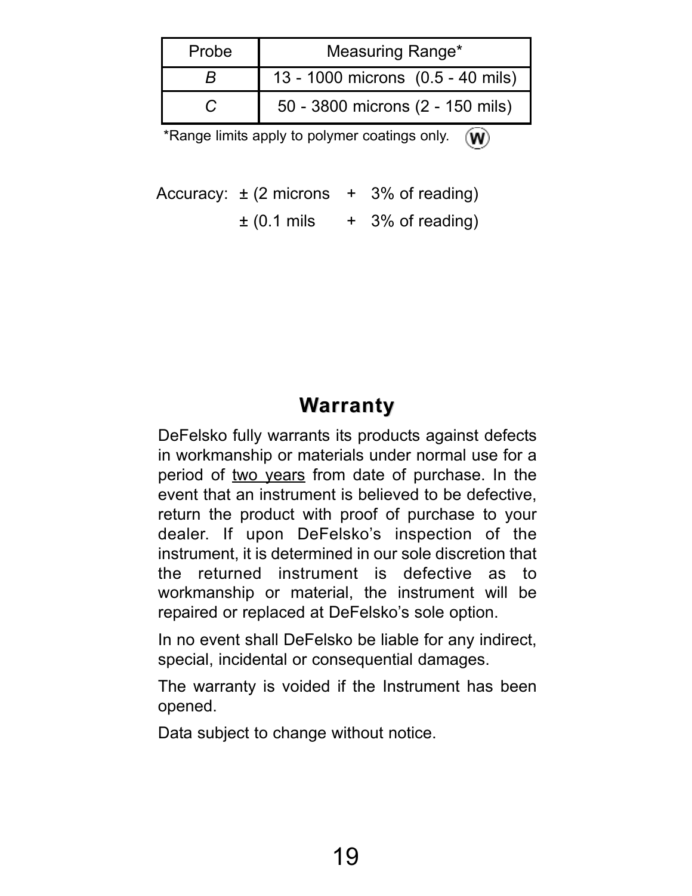| Probe | Measuring Range* |
|---|---|
| *B* | 13 - 1000 microns (0.5 - 40 mils) |
| *C* | 50 - 3800 microns (2 - 150 mils) |

*Range limits apply to polymer coatings only. (W)

Accuracy: ± (2 microns + 3% of reading)
± (0.1 mils + 3% of reading)

## Warranty

DeFelsko fully warrants its products against defects in workmanship or materials under normal use for a period of two years from date of purchase. In the event that an instrument is believed to be defective, return the product with proof of purchase to your dealer. If upon DeFelsko's inspection of the instrument, it is determined in our sole discretion that the returned instrument is defective as to workmanship or material, the instrument will be repaired or replaced at DeFelsko's sole option.

In no event shall DeFelsko be liable for any indirect, special, incidental or consequential damages.

The warranty is voided if the Instrument has been opened.

Data subject to change without notice.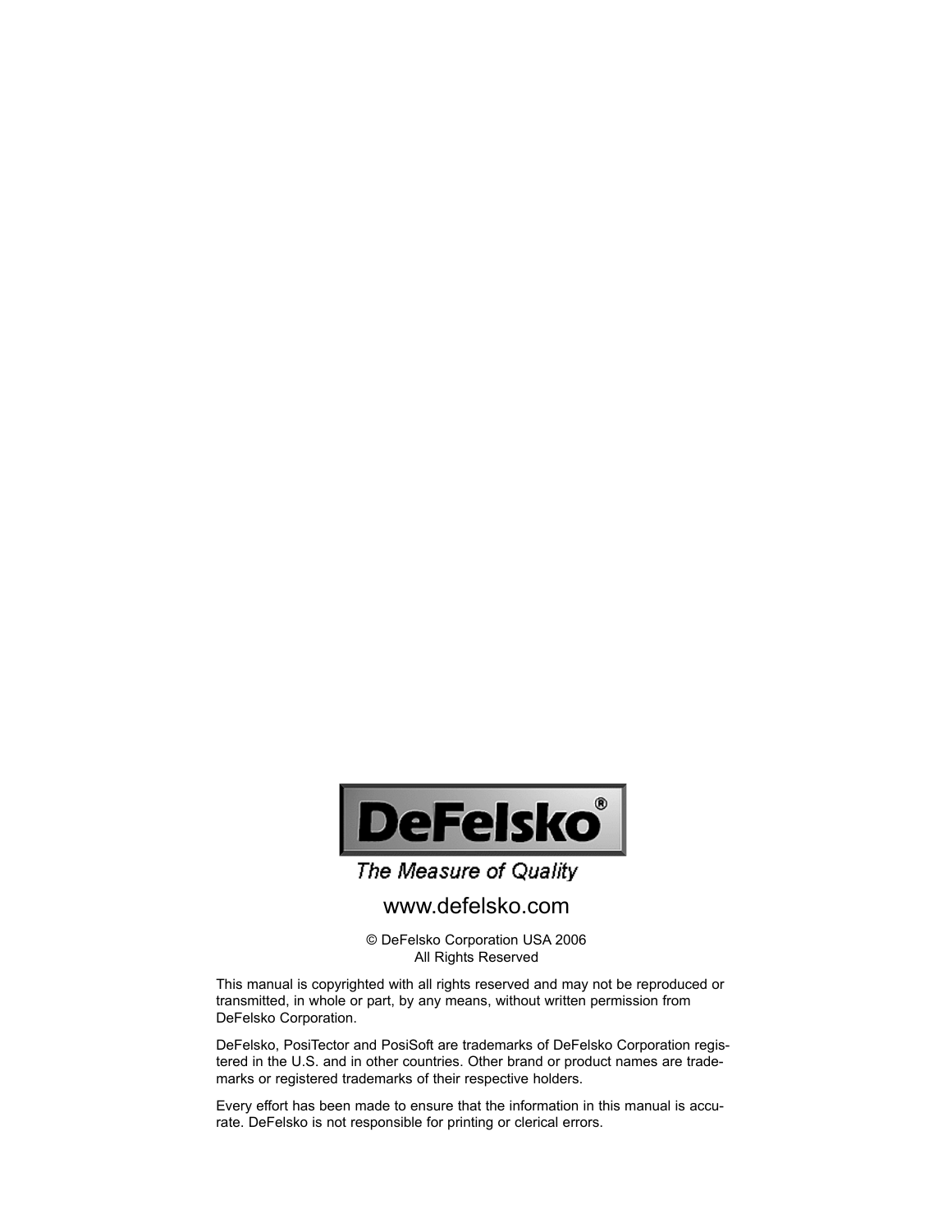DeFelsko®

*The Measure of Quality*

www.defelsko.com

© DeFelsko Corporation USA 2006
All Rights Reserved

This manual is copyrighted with all rights reserved and may not be reproduced or transmitted, in whole or part, by any means, without written permission from DeFelsko Corporation.

DeFelsko, PosiTector and PosiSoft are trademarks of DeFelsko Corporation registered in the U.S. and in other countries. Other brand or product names are trademarks or registered trademarks of their respective holders.

Every effort has been made to ensure that the information in this manual is accurate. DeFelsko is not responsible for printing or clerical errors.